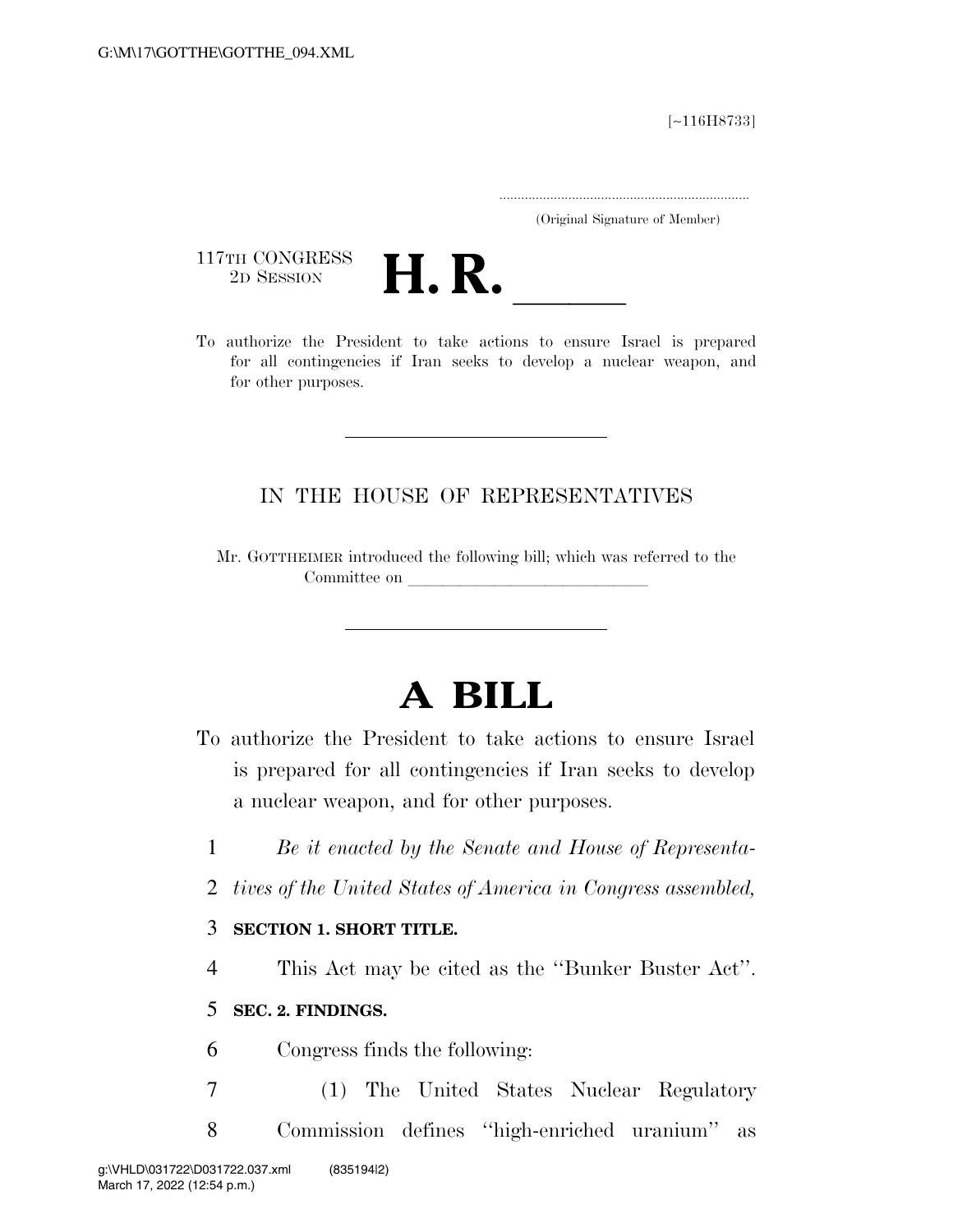[~116H8733]

.....................................................................
(Original Signature of Member)

117TH CONGRESS
2D SESSION

# H. R. ____

To authorize the President to take actions to ensure Israel is prepared for all contingencies if Iran seeks to develop a nuclear weapon, and for other purposes.

---

IN THE HOUSE OF REPRESENTATIVES

Mr. GOTTHEIMER introduced the following bill; which was referred to the Committee on ______________________________

---

# A BILL

To authorize the President to take actions to ensure Israel is prepared for all contingencies if Iran seeks to develop a nuclear weapon, and for other purposes.

*Be it enacted by the Senate and House of Representatives of the United States of America in Congress assembled,*

**SECTION 1. SHORT TITLE.**

This Act may be cited as the ''Bunker Buster Act''.

**SEC. 2. FINDINGS.**

Congress finds the following:

(1) The United States Nuclear Regulatory Commission defines ''high-enriched uranium'' as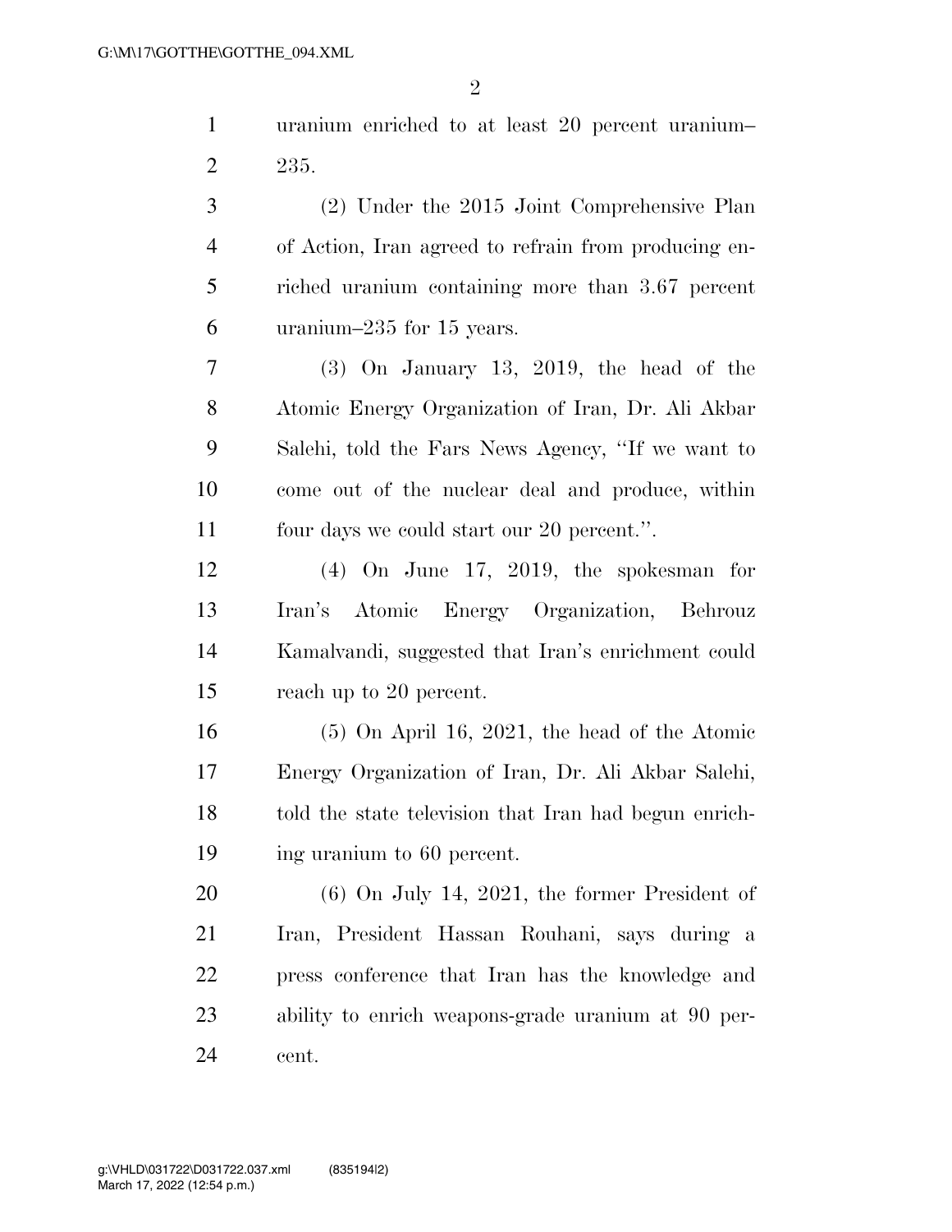uranium enriched to at least 20 percent uranium–235.

(2) Under the 2015 Joint Comprehensive Plan of Action, Iran agreed to refrain from producing enriched uranium containing more than 3.67 percent uranium–235 for 15 years.

(3) On January 13, 2019, the head of the Atomic Energy Organization of Iran, Dr. Ali Akbar Salehi, told the Fars News Agency, "If we want to come out of the nuclear deal and produce, within four days we could start our 20 percent.".

(4) On June 17, 2019, the spokesman for Iran's Atomic Energy Organization, Behrouz Kamalvandi, suggested that Iran's enrichment could reach up to 20 percent.

(5) On April 16, 2021, the head of the Atomic Energy Organization of Iran, Dr. Ali Akbar Salehi, told the state television that Iran had begun enriching uranium to 60 percent.

(6) On July 14, 2021, the former President of Iran, President Hassan Rouhani, says during a press conference that Iran has the knowledge and ability to enrich weapons-grade uranium at 90 percent.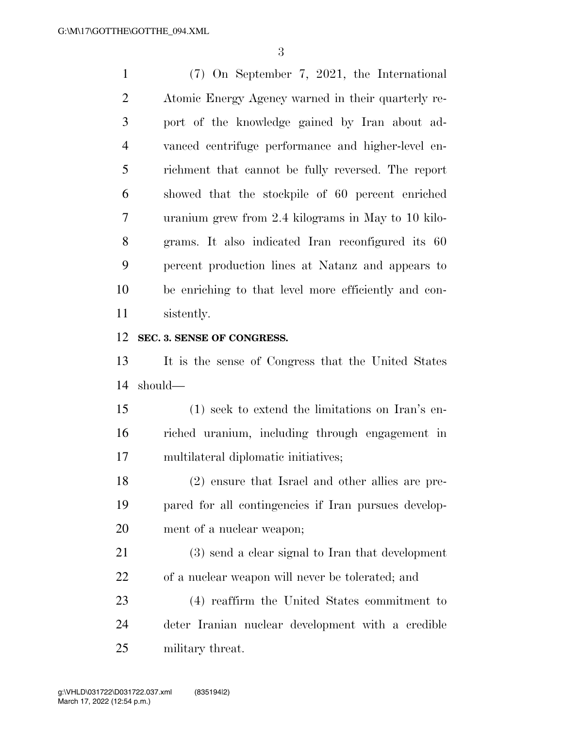(7) On September 7, 2021, the International Atomic Energy Agency warned in their quarterly report of the knowledge gained by Iran about advanced centrifuge performance and higher-level enrichment that cannot be fully reversed. The report showed that the stockpile of 60 percent enriched uranium grew from 2.4 kilograms in May to 10 kilograms. It also indicated Iran reconfigured its 60 percent production lines at Natanz and appears to be enriching to that level more efficiently and consistently.

**SEC. 3. SENSE OF CONGRESS.**

It is the sense of Congress that the United States should—

(1) seek to extend the limitations on Iran's enriched uranium, including through engagement in multilateral diplomatic initiatives;

(2) ensure that Israel and other allies are prepared for all contingencies if Iran pursues development of a nuclear weapon;

(3) send a clear signal to Iran that development of a nuclear weapon will never be tolerated; and

(4) reaffirm the United States commitment to deter Iranian nuclear development with a credible military threat.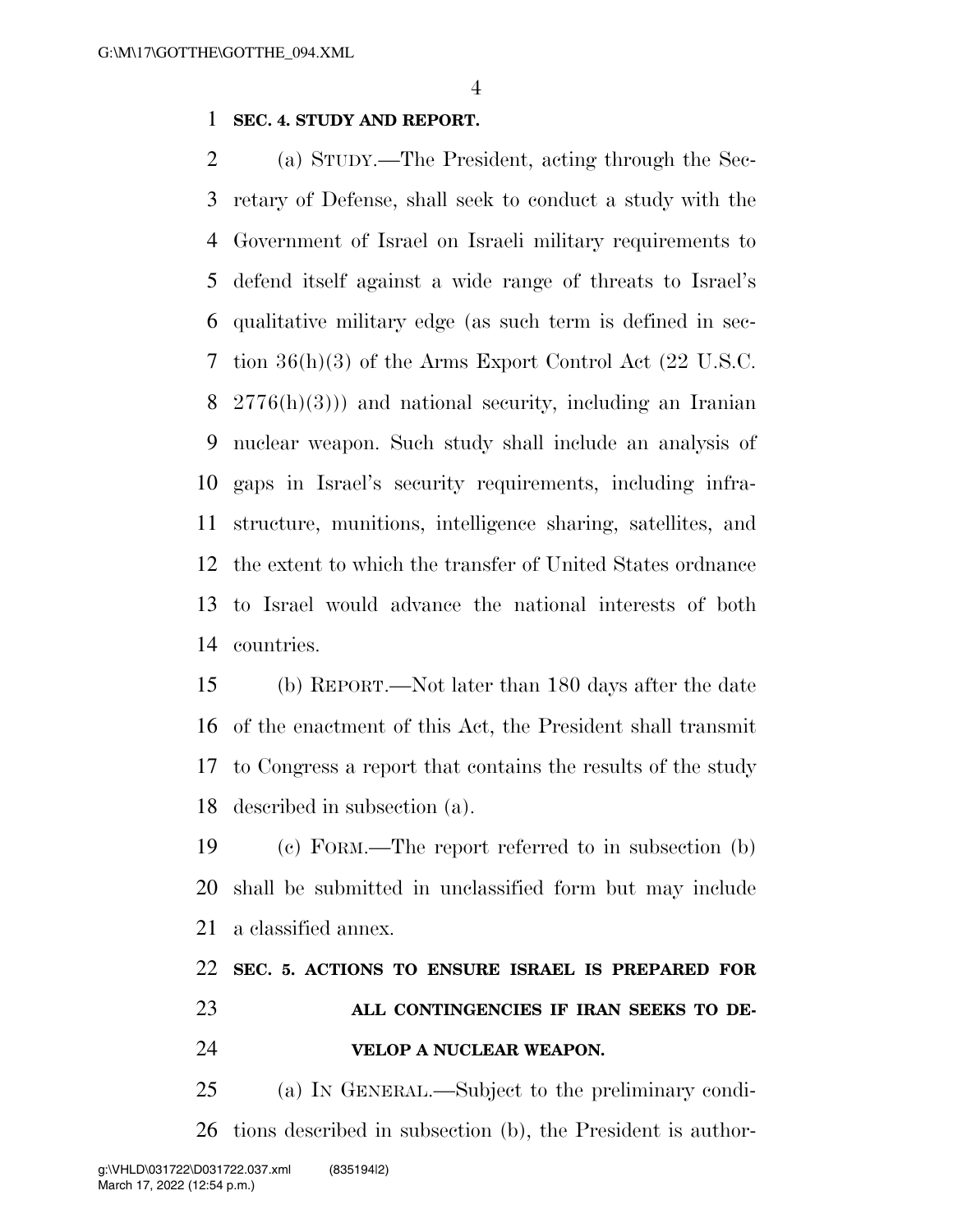**SEC. 4. STUDY AND REPORT.**

(a) STUDY.—The President, acting through the Secretary of Defense, shall seek to conduct a study with the Government of Israel on Israeli military requirements to defend itself against a wide range of threats to Israel's qualitative military edge (as such term is defined in section 36(h)(3) of the Arms Export Control Act (22 U.S.C. 2776(h)(3))) and national security, including an Iranian nuclear weapon. Such study shall include an analysis of gaps in Israel's security requirements, including infrastructure, munitions, intelligence sharing, satellites, and the extent to which the transfer of United States ordnance to Israel would advance the national interests of both countries.

(b) REPORT.—Not later than 180 days after the date of the enactment of this Act, the President shall transmit to Congress a report that contains the results of the study described in subsection (a).

(c) FORM.—The report referred to in subsection (b) shall be submitted in unclassified form but may include a classified annex.

**SEC. 5. ACTIONS TO ENSURE ISRAEL IS PREPARED FOR ALL CONTINGENCIES IF IRAN SEEKS TO DEVELOP A NUCLEAR WEAPON.**

(a) IN GENERAL.—Subject to the preliminary conditions described in subsection (b), the President is author-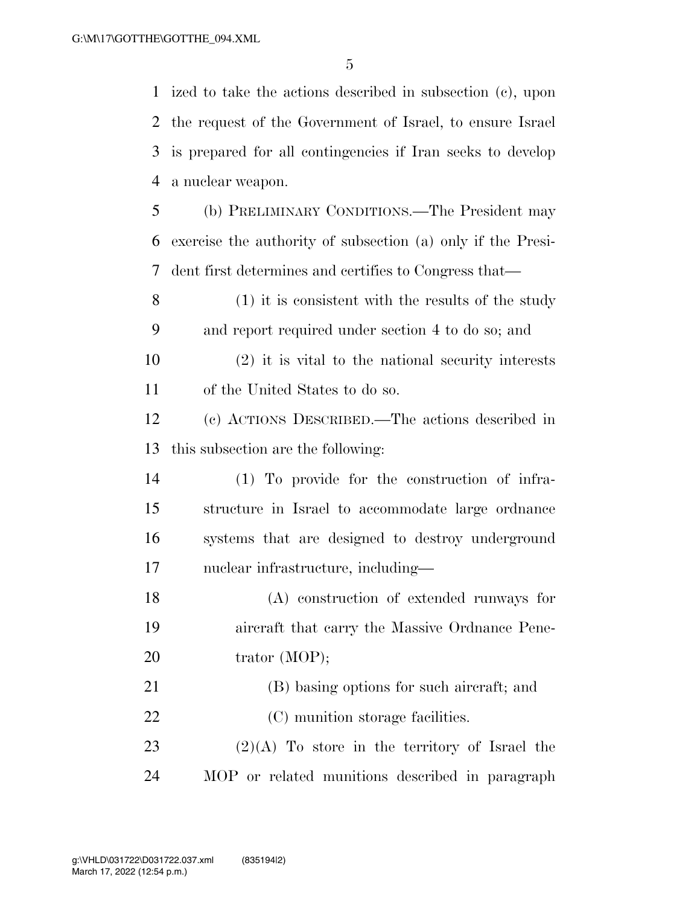ized to take the actions described in subsection (c), upon the request of the Government of Israel, to ensure Israel is prepared for all contingencies if Iran seeks to develop a nuclear weapon.

(b) PRELIMINARY CONDITIONS.—The President may exercise the authority of subsection (a) only if the President first determines and certifies to Congress that—

(1) it is consistent with the results of the study and report required under section 4 to do so; and

(2) it is vital to the national security interests of the United States to do so.

(c) ACTIONS DESCRIBED.—The actions described in this subsection are the following:

(1) To provide for the construction of infrastructure in Israel to accommodate large ordnance systems that are designed to destroy underground nuclear infrastructure, including—

(A) construction of extended runways for aircraft that carry the Massive Ordnance Penetrator (MOP);

(B) basing options for such aircraft; and

(C) munition storage facilities.

(2)(A) To store in the territory of Israel the MOP or related munitions described in paragraph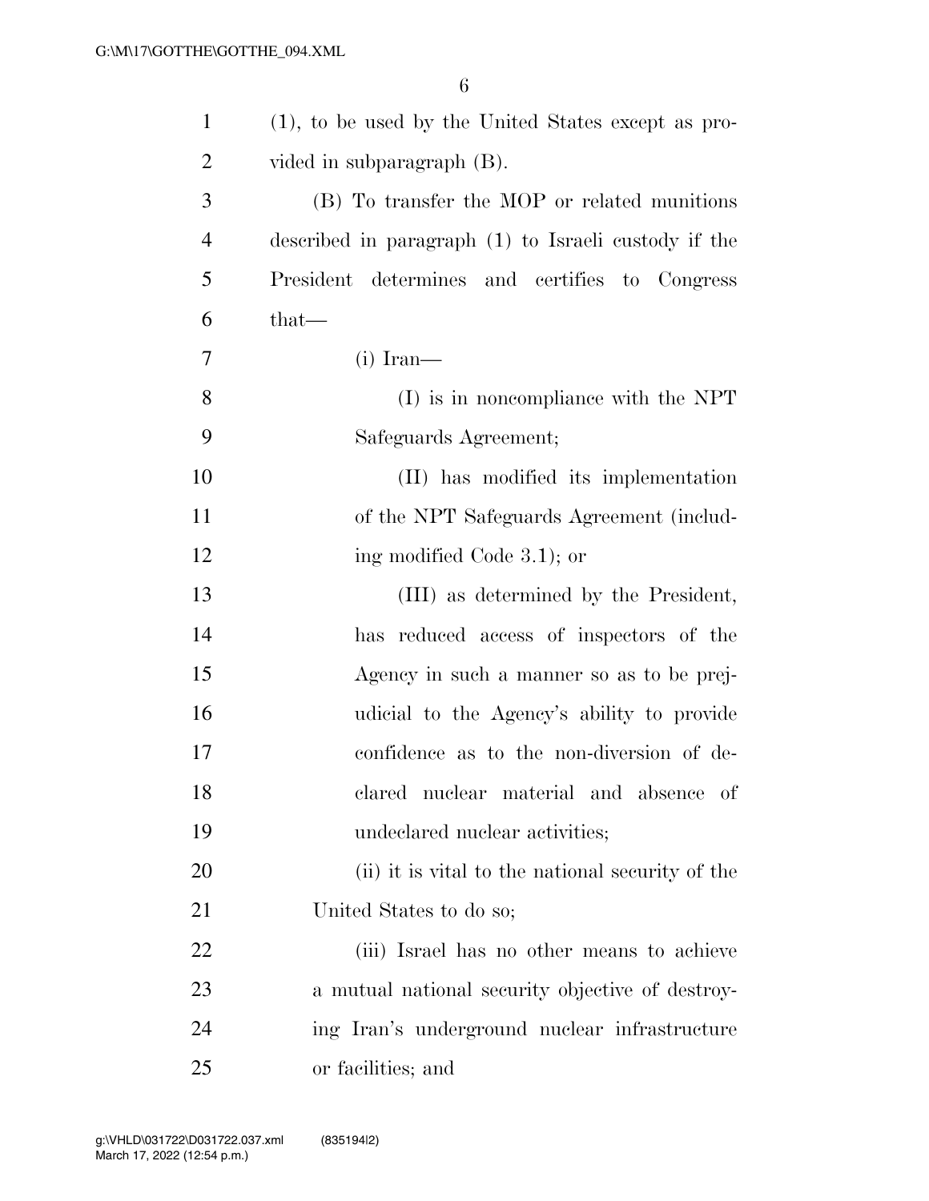(1), to be used by the United States except as provided in subparagraph (B).

(B) To transfer the MOP or related munitions described in paragraph (1) to Israeli custody if the President determines and certifies to Congress that—

(i) Iran—

(I) is in noncompliance with the NPT Safeguards Agreement;

(II) has modified its implementation of the NPT Safeguards Agreement (including modified Code 3.1); or

(III) as determined by the President, has reduced access of inspectors of the Agency in such a manner so as to be prejudicial to the Agency's ability to provide confidence as to the non-diversion of declared nuclear material and absence of undeclared nuclear activities;

(ii) it is vital to the national security of the United States to do so;

(iii) Israel has no other means to achieve a mutual national security objective of destroying Iran's underground nuclear infrastructure or facilities; and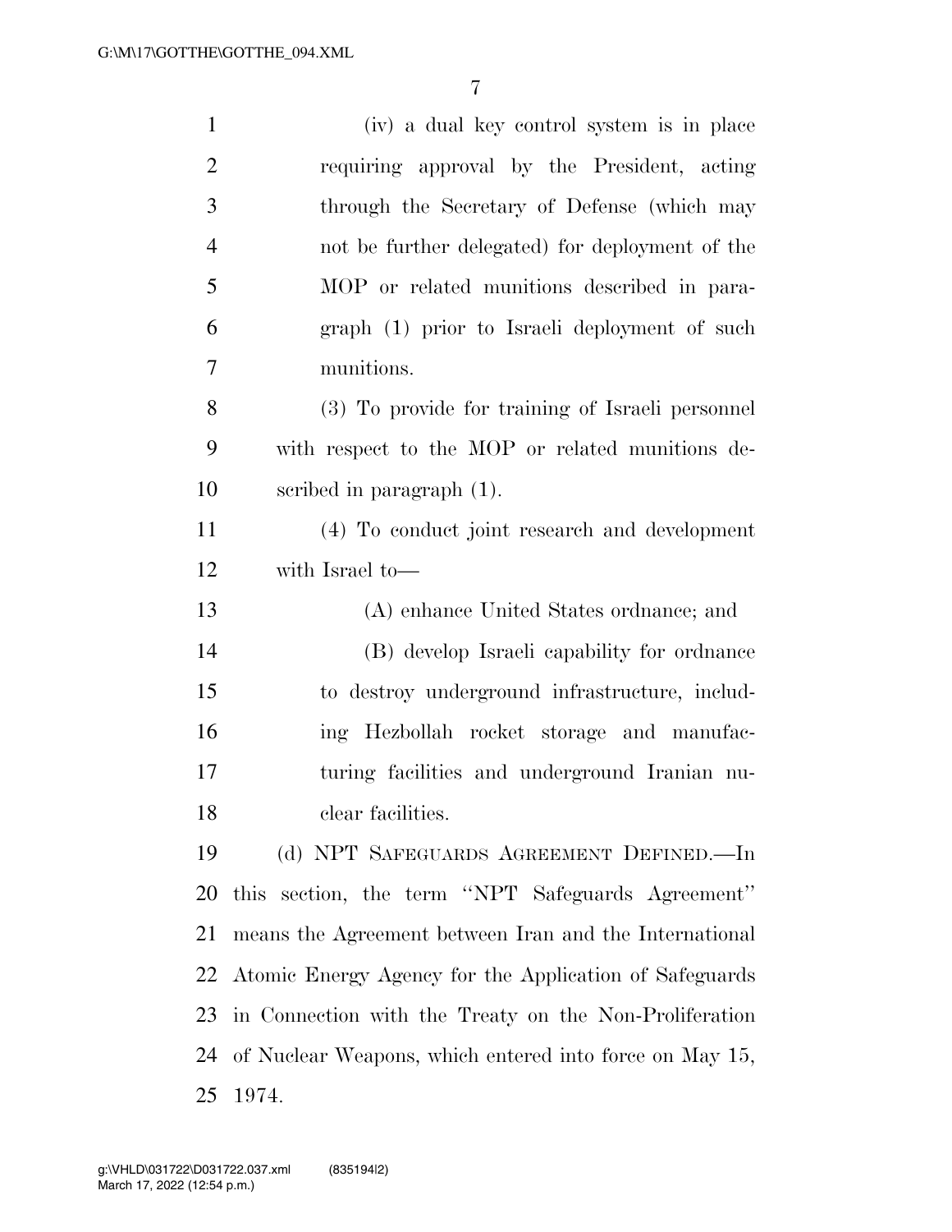(iv) a dual key control system is in place requiring approval by the President, acting through the Secretary of Defense (which may not be further delegated) for deployment of the MOP or related munitions described in paragraph (1) prior to Israeli deployment of such munitions.

(3) To provide for training of Israeli personnel with respect to the MOP or related munitions described in paragraph (1).

(4) To conduct joint research and development with Israel to—

(A) enhance United States ordnance; and

(B) develop Israeli capability for ordnance to destroy underground infrastructure, including Hezbollah rocket storage and manufacturing facilities and underground Iranian nuclear facilities.

(d) NPT SAFEGUARDS AGREEMENT DEFINED.—In this section, the term ''NPT Safeguards Agreement'' means the Agreement between Iran and the International Atomic Energy Agency for the Application of Safeguards in Connection with the Treaty on the Non-Proliferation of Nuclear Weapons, which entered into force on May 15, 1974.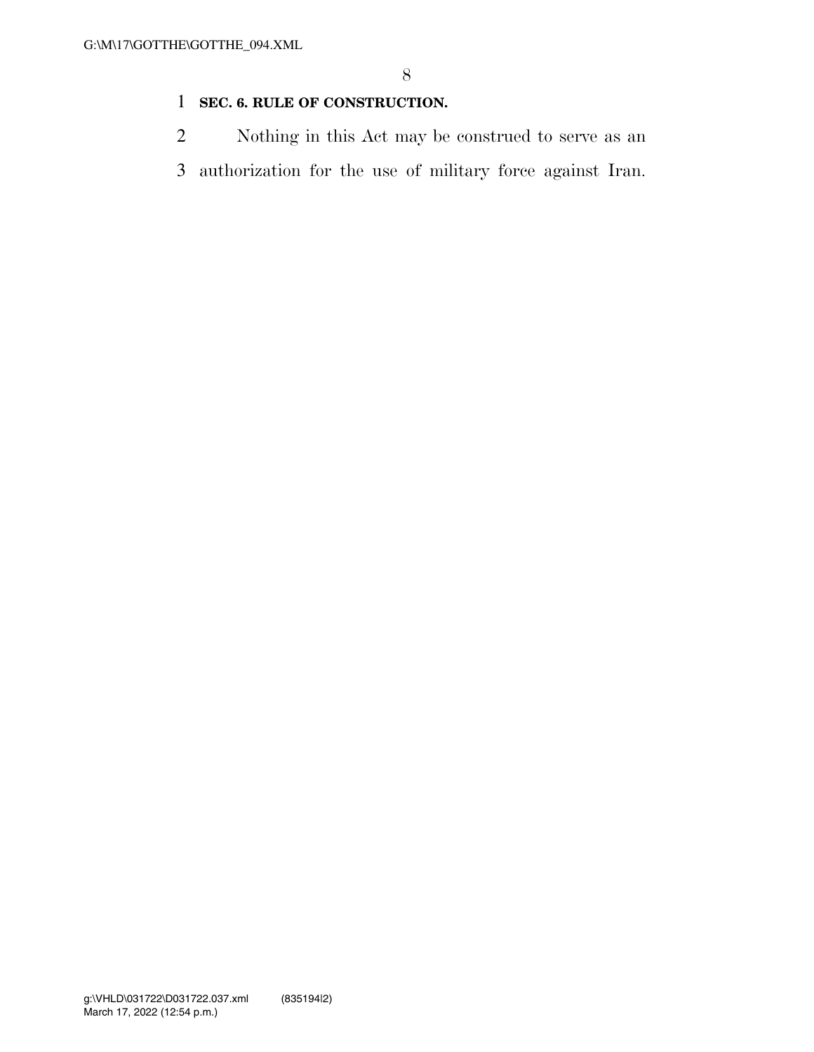**SEC. 6. RULE OF CONSTRUCTION.**

Nothing in this Act may be construed to serve as an authorization for the use of military force against Iran.